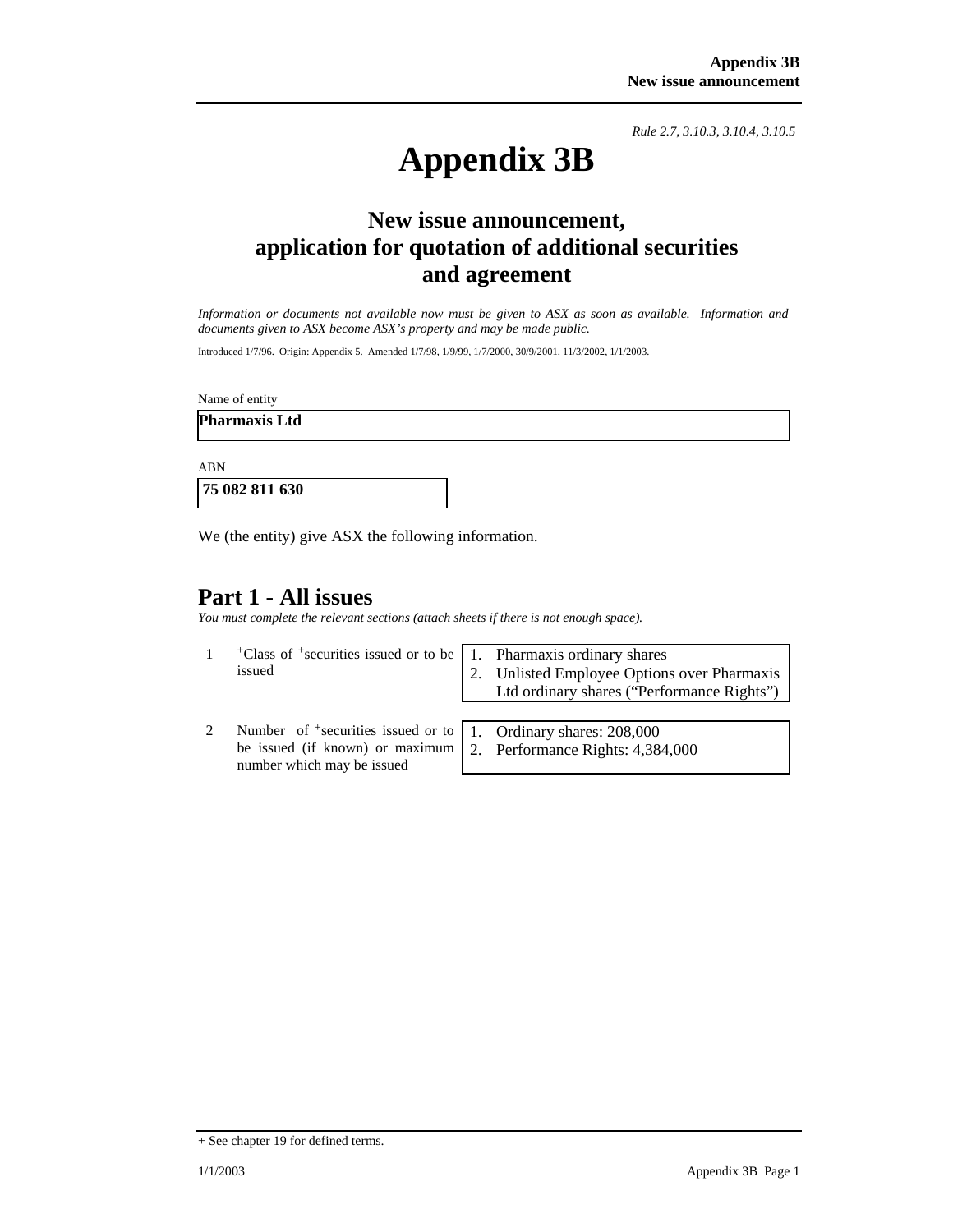*Rule 2.7, 3.10.3, 3.10.4, 3.10.5*

# Appendix 3B

## New issue announcement, application for quotation of additional securities and agreement

*Information or documents not available now must be given to ASX as soon as available. Information and documents given to ASX become ASX's property and may be made public.*

Introduced 1/7/96. Origin: Appendix 5. Amended 1/7/98, 1/9/99, 1/7/2000, 30/9/2001, 11/3/2002, 1/1/2003.

Name of entity

**Pharmaxis Ltd**

ABN

**75 082 811 630**

We (the entity) give ASX the following information.

## Part 1 - All issues

*You must complete the relevant sections (attach sheets if there is not enough space).*

| | | |
|---|---|---|
| 1 | +Class of +securities issued or to be issued | 1. Pharmaxis ordinary shares<br>2. Unlisted Employee Options over Pharmaxis Ltd ordinary shares ("Performance Rights") |
| 2 | Number of +securities issued or to be issued (if known) or maximum number which may be issued | 1. Ordinary shares: 208,000<br>2. Performance Rights: 4,384,000 |

+ See chapter 19 for defined terms.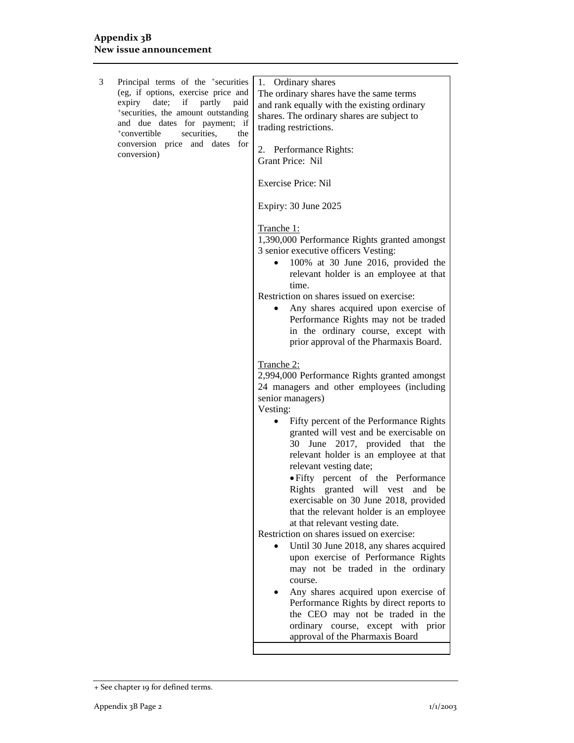| | | |
|---|---|---|
| 3 | Principal terms of the +securities (eg, if options, exercise price and expiry date; if partly paid +securities, the amount outstanding and due dates for payment; if +convertible securities, the conversion price and dates for conversion) | 1. Ordinary shares<br>The ordinary shares have the same terms and rank equally with the existing ordinary shares. The ordinary shares are subject to trading restrictions.<br><br>2. Performance Rights:<br>Grant Price: Nil<br><br>Exercise Price: Nil<br><br>Expiry: 30 June 2025<br><br>Tranche 1:<br>1,390,000 Performance Rights granted amongst 3 senior executive officers Vesting:<br>• 100% at 30 June 2016, provided the relevant holder is an employee at that time.<br>Restriction on shares issued on exercise:<br>• Any shares acquired upon exercise of Performance Rights may not be traded in the ordinary course, except with prior approval of the Pharmaxis Board.<br><br>Tranche 2:<br>2,994,000 Performance Rights granted amongst 24 managers and other employees (including senior managers)<br>Vesting:<br>• Fifty percent of the Performance Rights granted will vest and be exercisable on 30 June 2017, provided that the relevant holder is an employee at that relevant vesting date;<br>• Fifty percent of the Performance Rights granted will vest and be exercisable on 30 June 2018, provided that the relevant holder is an employee at that relevant vesting date.<br>Restriction on shares issued on exercise:<br>• Until 30 June 2018, any shares acquired upon exercise of Performance Rights may not be traded in the ordinary course.<br>• Any shares acquired upon exercise of Performance Rights by direct reports to the CEO may not be traded in the ordinary course, except with prior approval of the Pharmaxis Board |

+ See chapter 19 for defined terms.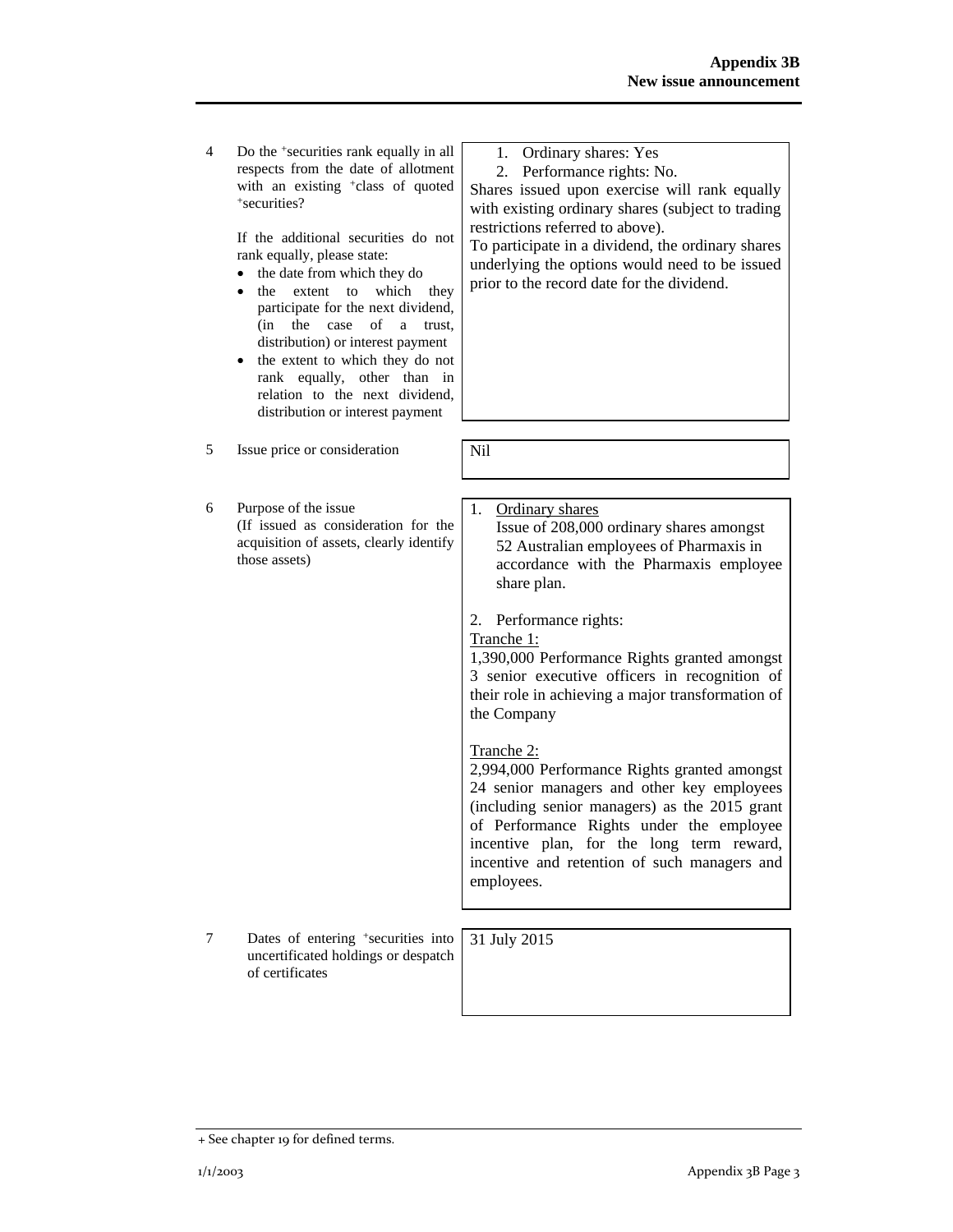| | | |
|---|---|---|
| 4 | Do the +securities rank equally in all respects from the date of allotment with an existing +class of quoted +securities?<br><br>If the additional securities do not rank equally, please state:<br>• the date from which they do<br>• the extent to which they participate for the next dividend, (in the case of a trust, distribution) or interest payment<br>• the extent to which they do not rank equally, other than in relation to the next dividend, distribution or interest payment | 1. Ordinary shares: Yes<br>2. Performance rights: No.<br>Shares issued upon exercise will rank equally with existing ordinary shares (subject to trading restrictions referred to above).<br>To participate in a dividend, the ordinary shares underlying the options would need to be issued prior to the record date for the dividend. |
| 5 | Issue price or consideration | Nil |
| 6 | Purpose of the issue<br>(If issued as consideration for the acquisition of assets, clearly identify those assets) | 1. Ordinary shares<br>Issue of 208,000 ordinary shares amongst 52 Australian employees of Pharmaxis in accordance with the Pharmaxis employee share plan.<br><br>2. Performance rights:<br>Tranche 1:<br>1,390,000 Performance Rights granted amongst 3 senior executive officers in recognition of their role in achieving a major transformation of the Company<br><br>Tranche 2:<br>2,994,000 Performance Rights granted amongst 24 senior managers and other key employees (including senior managers) as the 2015 grant of Performance Rights under the employee incentive plan, for the long term reward, incentive and retention of such managers and employees. |
| 7 | Dates of entering +securities into uncertificated holdings or despatch of certificates | 31 July 2015 |

+ See chapter 19 for defined terms.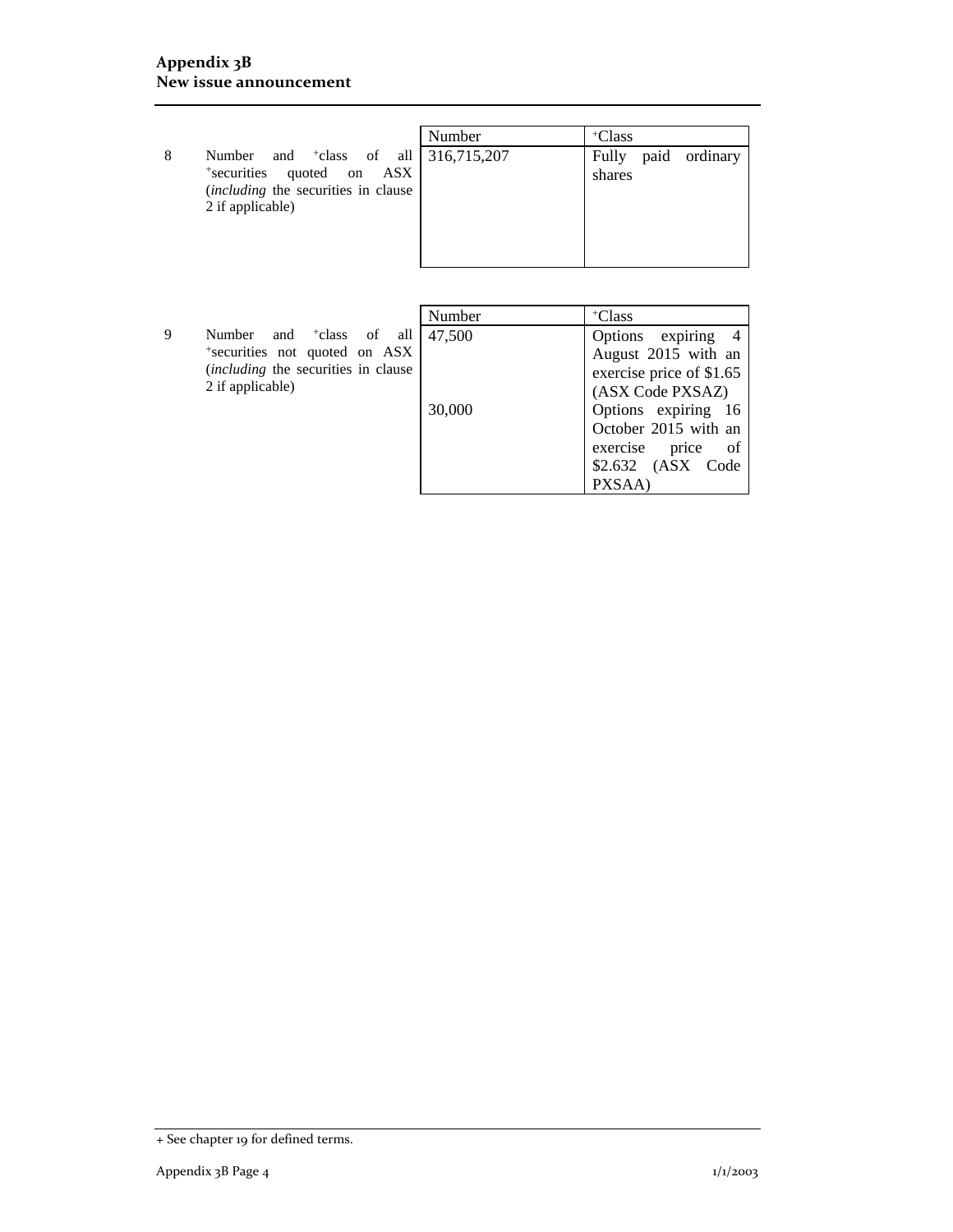| | | Number | +Class |
|---|---|---|---|
| 8 | Number and +class of all +securities quoted on ASX (*including* the securities in clause 2 if applicable) | 316,715,207 | Fully paid ordinary shares |

| | | Number | +Class |
|---|---|---|---|
| 9 | Number and +class of all +securities not quoted on ASX (*including* the securities in clause 2 if applicable) | 47,500 | Options expiring 4 August 2015 with an exercise price of $1.65 (ASX Code PXSAZ) |
| | | 30,000 | Options expiring 16 October 2015 with an exercise price of $2.632 (ASX Code PXSAA) |

+ See chapter 19 for defined terms.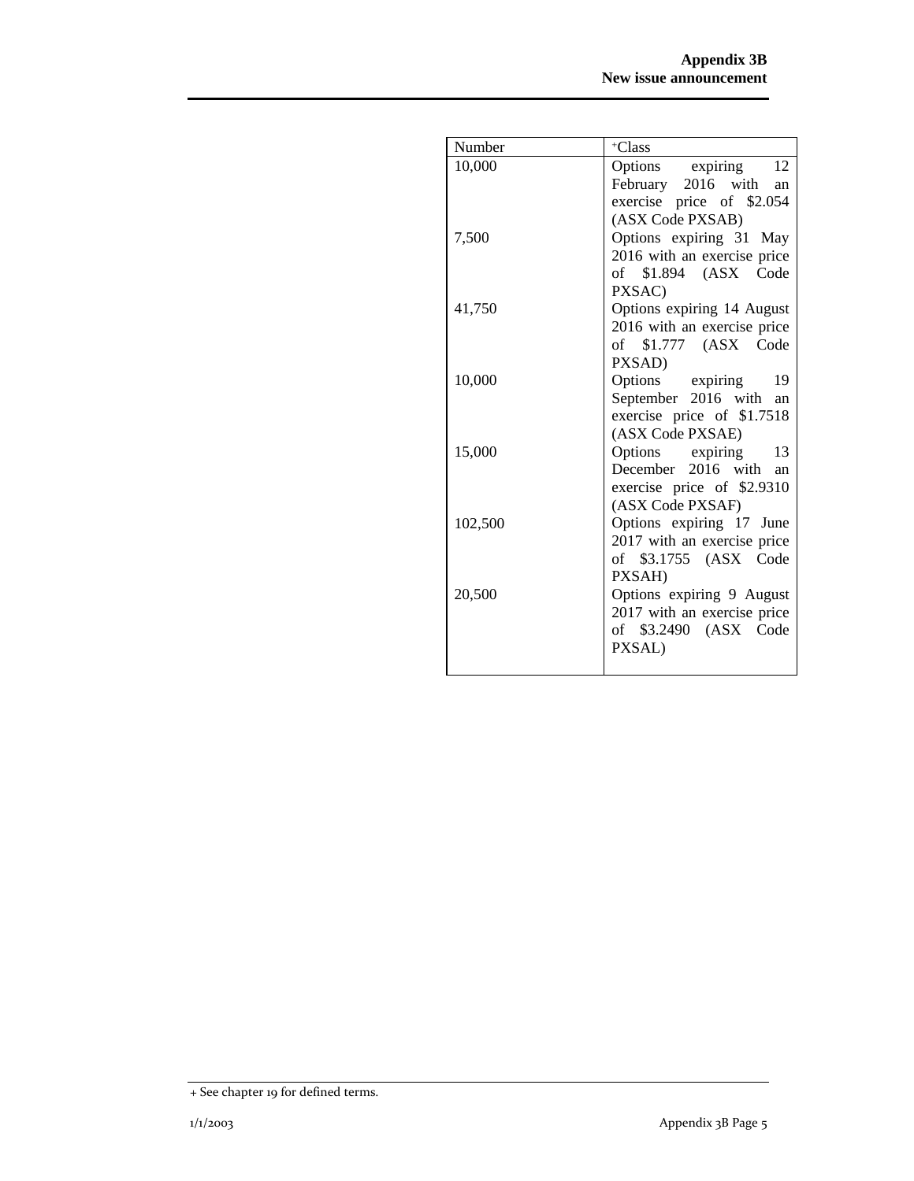| Number | +Class |
|---|---|
| 10,000 | Options expiring 12 February 2016 with an exercise price of $2.054 (ASX Code PXSAB) |
| 7,500 | Options expiring 31 May 2016 with an exercise price of $1.894 (ASX Code PXSAC) |
| 41,750 | Options expiring 14 August 2016 with an exercise price of $1.777 (ASX Code PXSAD) |
| 10,000 | Options expiring 19 September 2016 with an exercise price of $1.7518 (ASX Code PXSAE) |
| 15,000 | Options expiring 13 December 2016 with an exercise price of $2.9310 (ASX Code PXSAF) |
| 102,500 | Options expiring 17 June 2017 with an exercise price of $3.1755 (ASX Code PXSAH) |
| 20,500 | Options expiring 9 August 2017 with an exercise price of $3.2490 (ASX Code PXSAL) |

+ See chapter 19 for defined terms.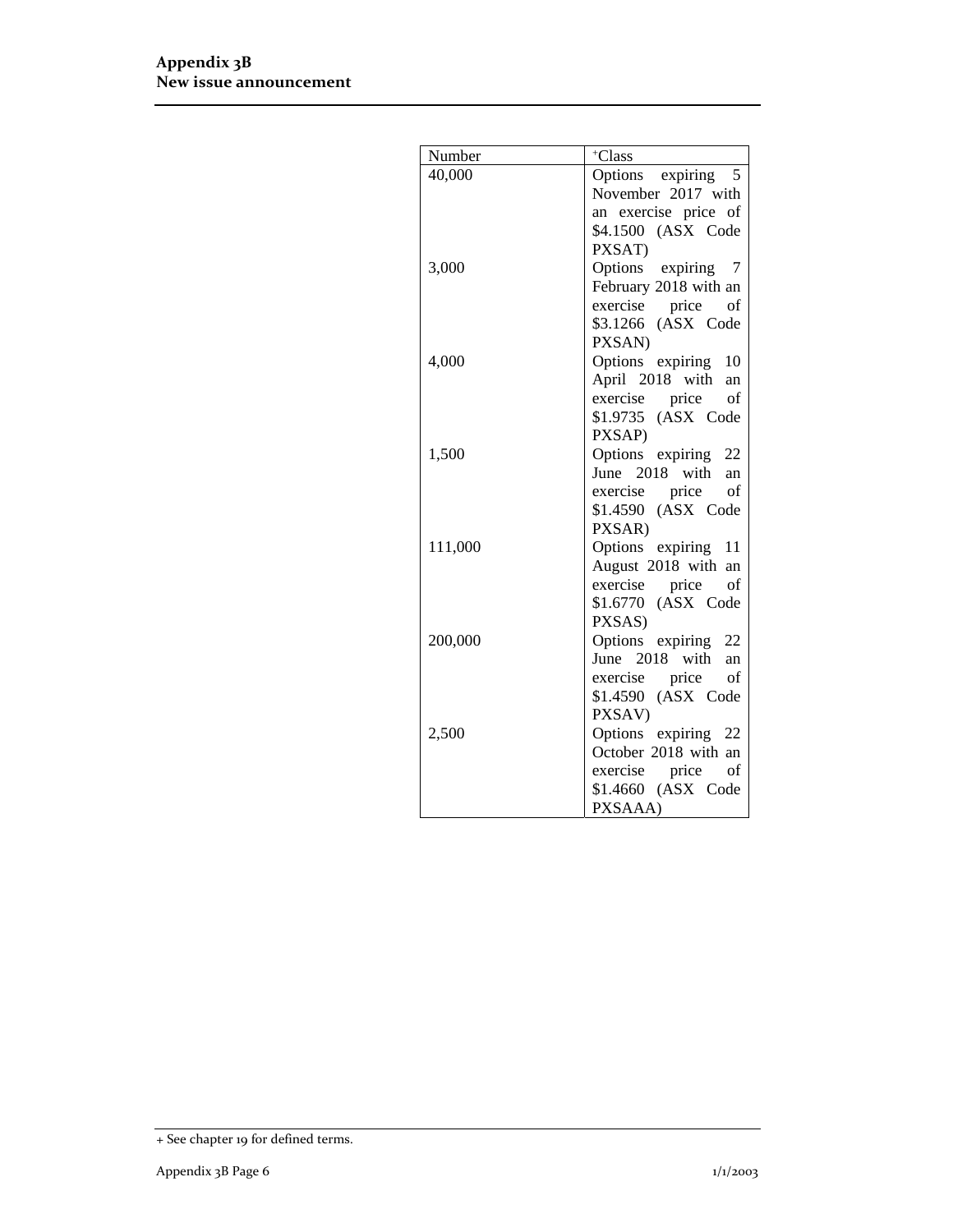| Number | +Class |
|---|---|
| 40,000 | Options expiring 5 November 2017 with an exercise price of $4.1500 (ASX Code PXSAT) |
| 3,000 | Options expiring 7 February 2018 with an exercise price of $3.1266 (ASX Code PXSAN) |
| 4,000 | Options expiring 10 April 2018 with an exercise price of $1.9735 (ASX Code PXSAP) |
| 1,500 | Options expiring 22 June 2018 with an exercise price of $1.4590 (ASX Code PXSAR) |
| 111,000 | Options expiring 11 August 2018 with an exercise price of $1.6770 (ASX Code PXSAS) |
| 200,000 | Options expiring 22 June 2018 with an exercise price of $1.4590 (ASX Code PXSAV) |
| 2,500 | Options expiring 22 October 2018 with an exercise price of $1.4660 (ASX Code PXSAAA) |

+ See chapter 19 for defined terms.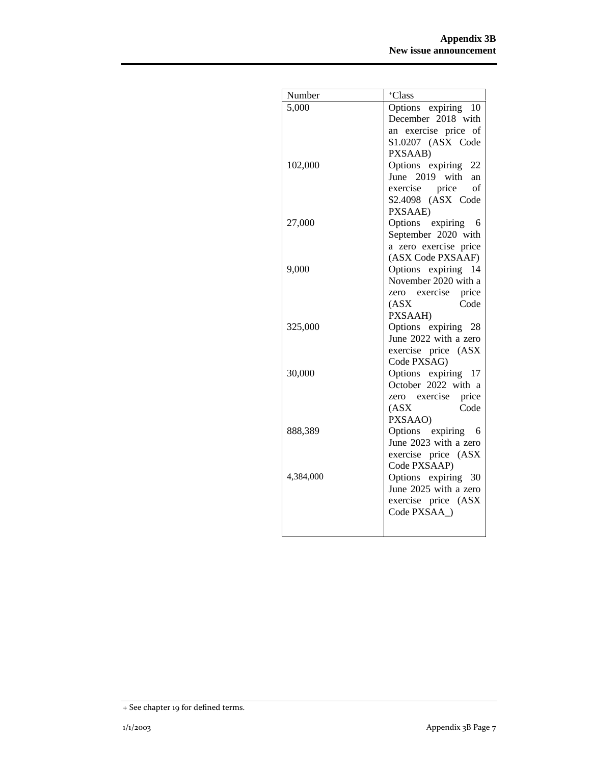| Number | +Class |
|---|---|
| 5,000 | Options expiring 10 December 2018 with an exercise price of $1.0207 (ASX Code PXSAAB) |
| 102,000 | Options expiring 22 June 2019 with an exercise price of $2.4098 (ASX Code PXSAAE) |
| 27,000 | Options expiring 6 September 2020 with a zero exercise price (ASX Code PXSAAF) |
| 9,000 | Options expiring 14 November 2020 with a zero exercise price (ASX Code PXSAAH) |
| 325,000 | Options expiring 28 June 2022 with a zero exercise price (ASX Code PXSAG) |
| 30,000 | Options expiring 17 October 2022 with a zero exercise price (ASX Code PXSAAO) |
| 888,389 | Options expiring 6 June 2023 with a zero exercise price (ASX Code PXSAAP) |
| 4,384,000 | Options expiring 30 June 2025 with a zero exercise price (ASX Code PXSAA_) |

+ See chapter 19 for defined terms.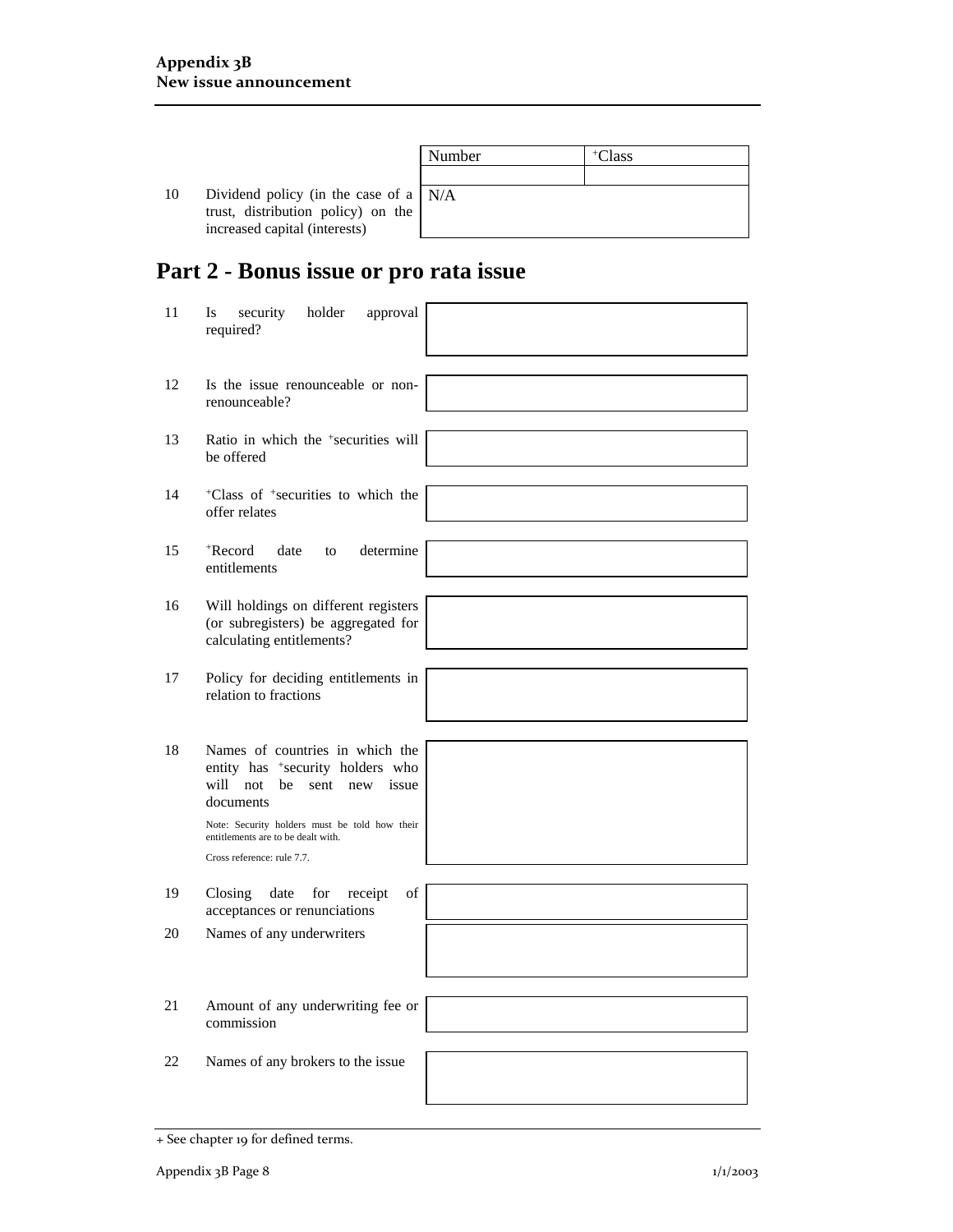| | | Number | +Class |
|---|---|---|---|
| | | | |
| 10 | Dividend policy (in the case of a trust, distribution policy) on the increased capital (interests) | N/A | |

## Part 2 - Bonus issue or pro rata issue

| | | |
|---|---|---|
| 11 | Is security holder approval required? | |
| 12 | Is the issue renounceable or non-renounceable? | |
| 13 | Ratio in which the +securities will be offered | |
| 14 | +Class of +securities to which the offer relates | |
| 15 | +Record date to determine entitlements | |
| 16 | Will holdings on different registers (or subregisters) be aggregated for calculating entitlements? | |
| 17 | Policy for deciding entitlements in relation to fractions | |
| 18 | Names of countries in which the entity has +security holders who will not be sent new issue documents<br><br>Note: Security holders must be told how their entitlements are to be dealt with.<br><br>Cross reference: rule 7.7. | |
| 19 | Closing date for receipt of acceptances or renunciations | |
| 20 | Names of any underwriters | |
| 21 | Amount of any underwriting fee or commission | |
| 22 | Names of any brokers to the issue | |

+ See chapter 19 for defined terms.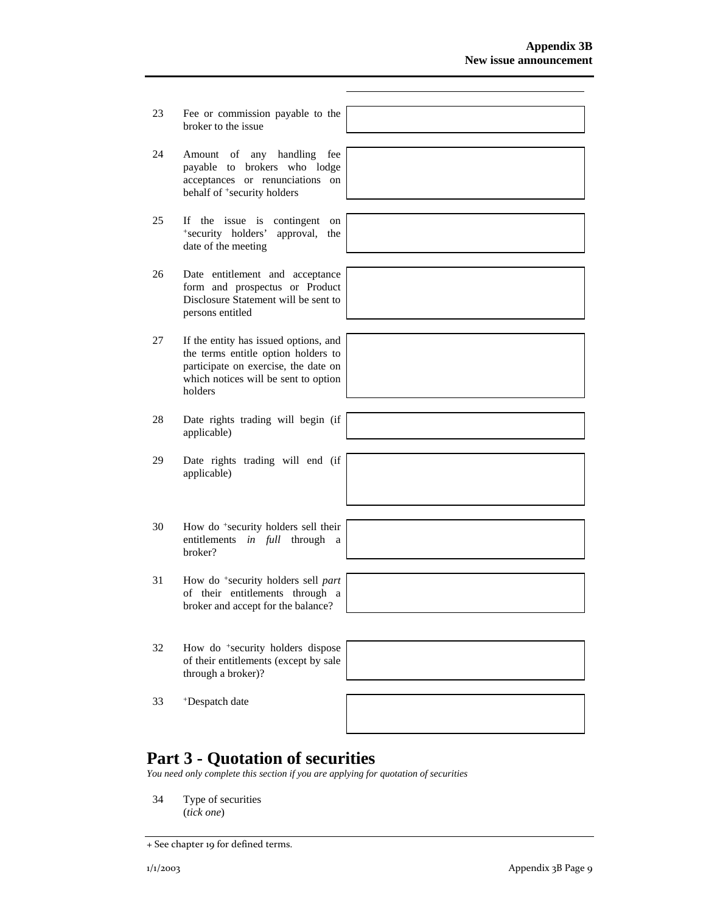| | | |
|---|---|---|
| 23 | Fee or commission payable to the broker to the issue | |
| 24 | Amount of any handling fee payable to brokers who lodge acceptances or renunciations on behalf of +security holders | |
| 25 | If the issue is contingent on +security holders' approval, the date of the meeting | |
| 26 | Date entitlement and acceptance form and prospectus or Product Disclosure Statement will be sent to persons entitled | |
| 27 | If the entity has issued options, and the terms entitle option holders to participate on exercise, the date on which notices will be sent to option holders | |
| 28 | Date rights trading will begin (if applicable) | |
| 29 | Date rights trading will end (if applicable) | |
| 30 | How do +security holders sell their entitlements *in full* through a broker? | |
| 31 | How do +security holders sell *part* of their entitlements through a broker and accept for the balance? | |
| 32 | How do +security holders dispose of their entitlements (except by sale through a broker)? | |
| 33 | +Despatch date | |

# Part 3 - Quotation of securities

*You need only complete this section if you are applying for quotation of securities*

34 Type of securities
(*tick one*)

+ See chapter 19 for defined terms.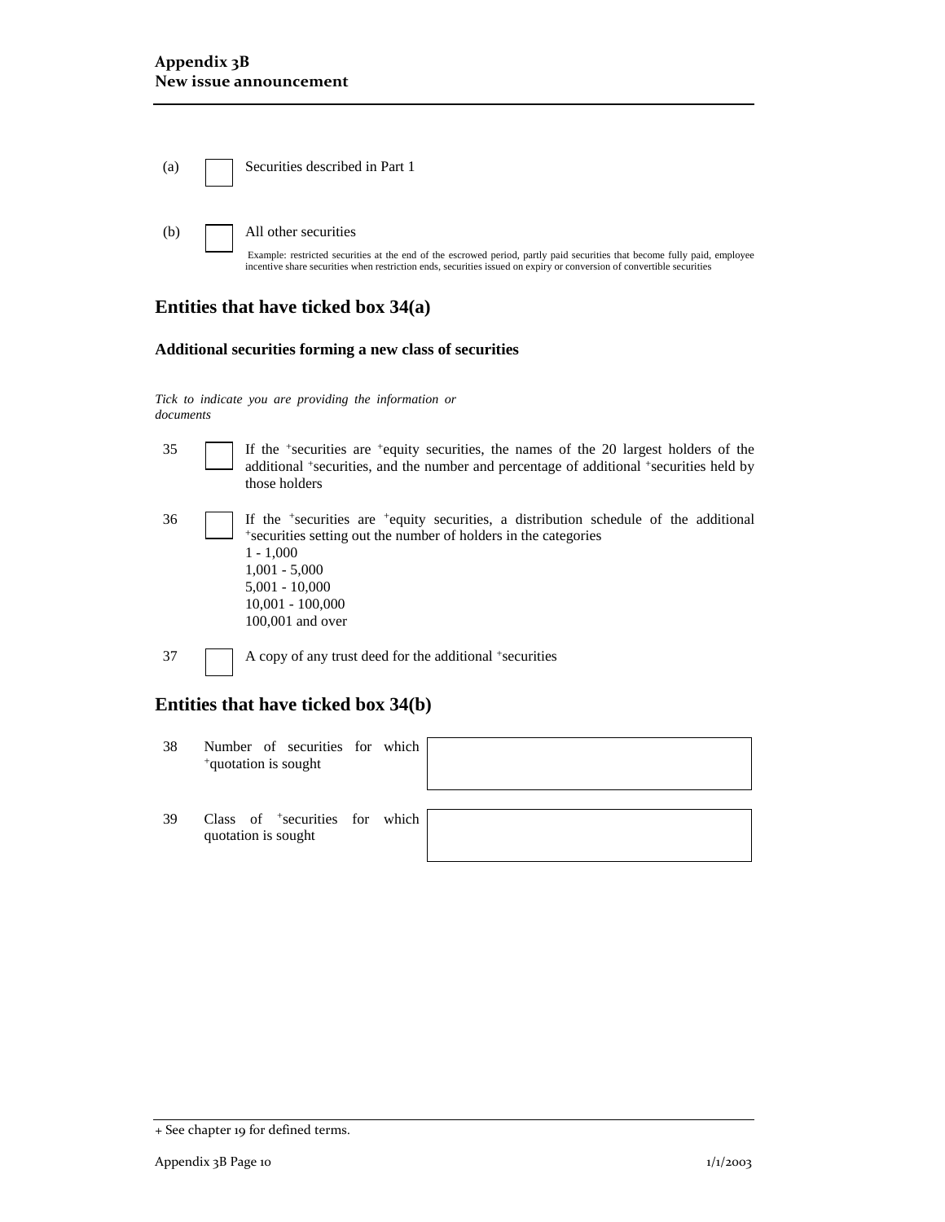(a) ☐ Securities described in Part 1

(b) ☐ All other securities

Example: restricted securities at the end of the escrowed period, partly paid securities that become fully paid, employee incentive share securities when restriction ends, securities issued on expiry or conversion of convertible securities

## Entities that have ticked box 34(a)

### Additional securities forming a new class of securities

*Tick to indicate you are providing the information or documents*

35 ☐ If the +securities are +equity securities, the names of the 20 largest holders of the additional +securities, and the number and percentage of additional +securities held by those holders

36 ☐ If the +securities are +equity securities, a distribution schedule of the additional +securities setting out the number of holders in the categories
1 - 1,000
1,001 - 5,000
5,001 - 10,000
10,001 - 100,000
100,001 and over

37 ☐ A copy of any trust deed for the additional +securities

## Entities that have ticked box 34(b)

| | | |
|---|---|---|
| 38 | Number of securities for which +quotation is sought | |
| 39 | Class of +securities for which quotation is sought | |

+ See chapter 19 for defined terms.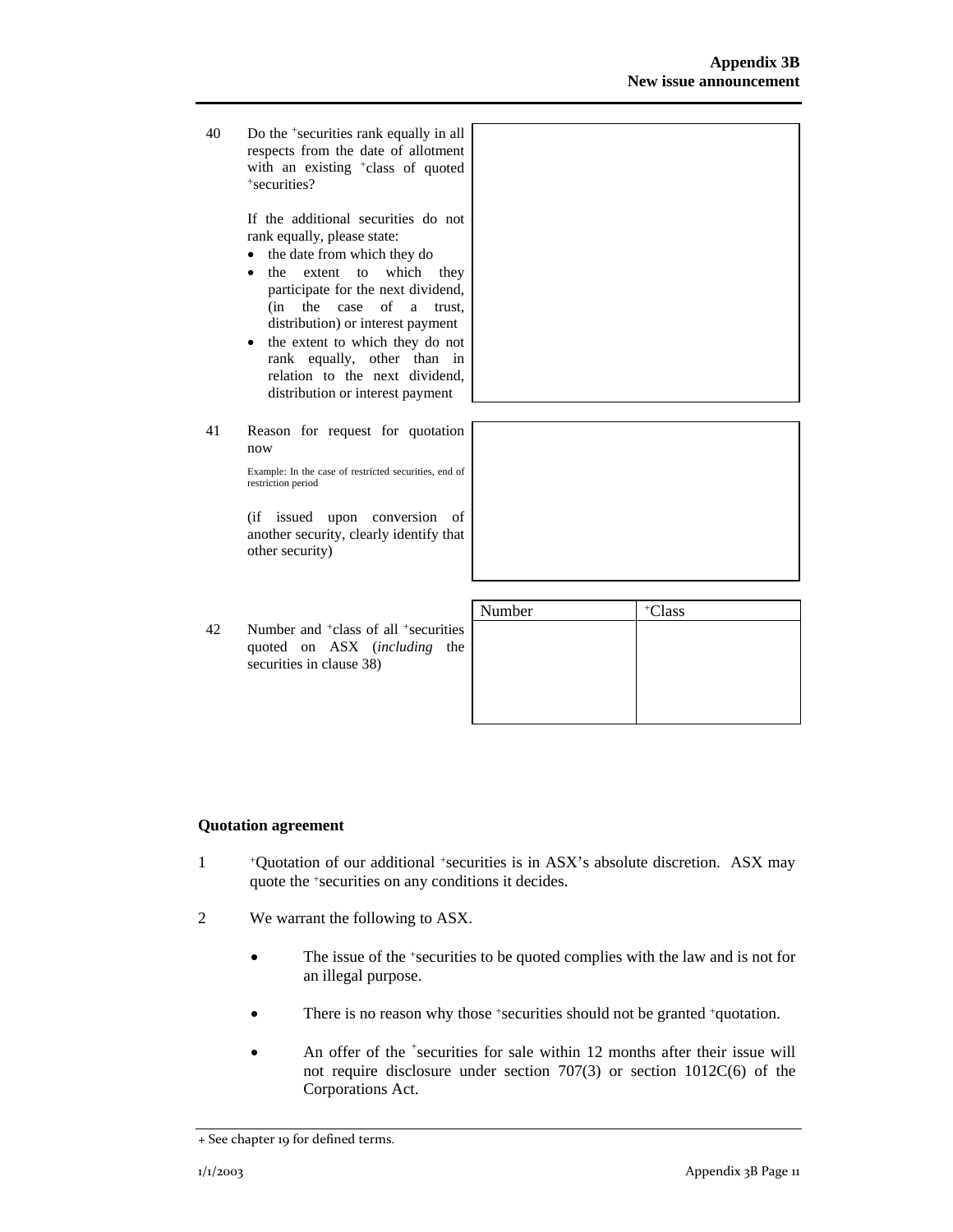40 Do the +securities rank equally in all respects from the date of allotment with an existing +class of quoted +securities?

If the additional securities do not rank equally, please state:

- the date from which they do
- the extent to which they participate for the next dividend, (in the case of a trust, distribution) or interest payment
- the extent to which they do not rank equally, other than in relation to the next dividend, distribution or interest payment

41 Reason for request for quotation now

Example: In the case of restricted securities, end of restriction period

(if issued upon conversion of another security, clearly identify that other security)

42 Number and +class of all +securities quoted on ASX (*including* the securities in clause 38)

| Number | +Class |
|---|---|
| | |

## Quotation agreement

1 +Quotation of our additional +securities is in ASX's absolute discretion. ASX may quote the +securities on any conditions it decides.

2 We warrant the following to ASX.

- The issue of the +securities to be quoted complies with the law and is not for an illegal purpose.
- There is no reason why those +securities should not be granted +quotation.
- An offer of the +securities for sale within 12 months after their issue will not require disclosure under section 707(3) or section 1012C(6) of the Corporations Act.

+ See chapter 19 for defined terms.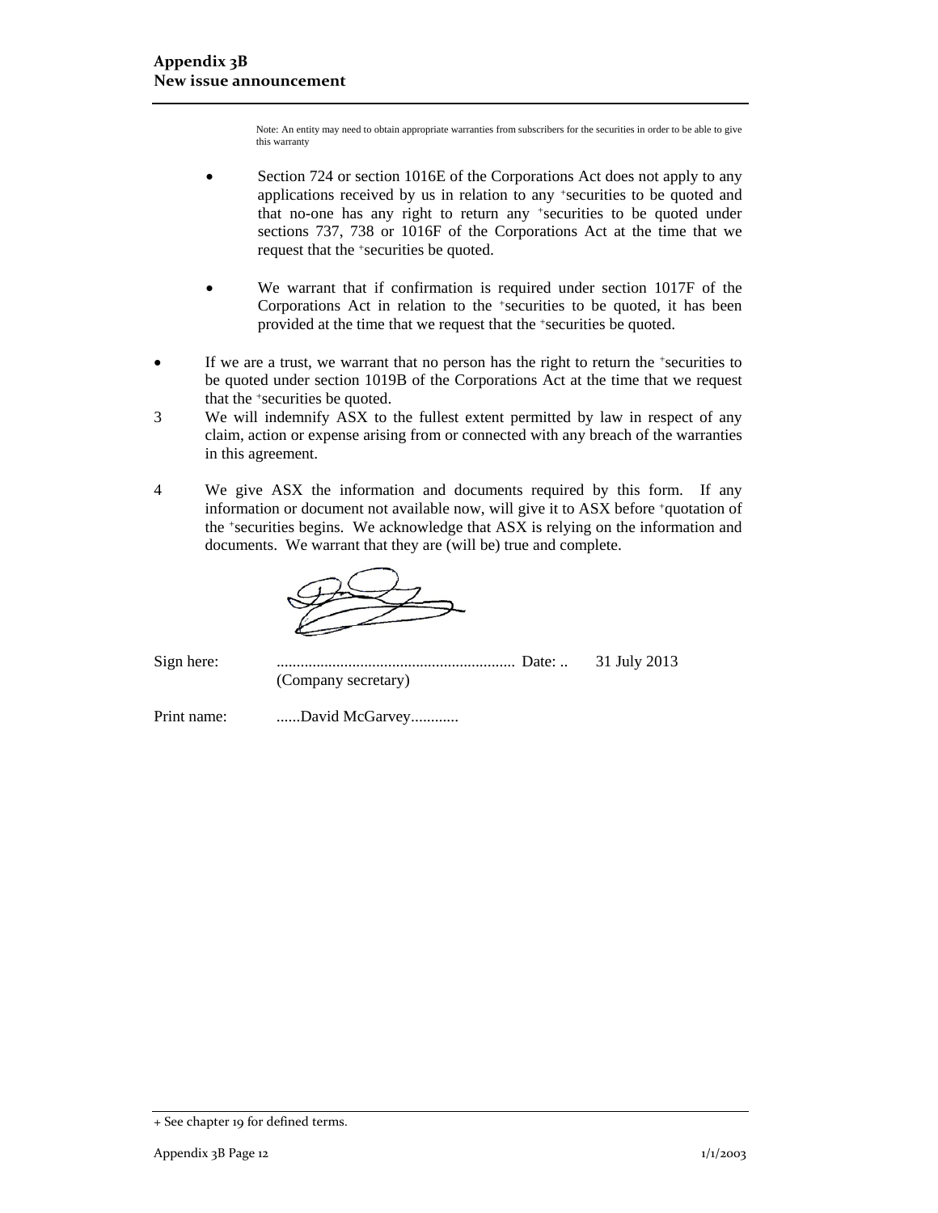Note: An entity may need to obtain appropriate warranties from subscribers for the securities in order to be able to give this warranty

- Section 724 or section 1016E of the Corporations Act does not apply to any applications received by us in relation to any +securities to be quoted and that no-one has any right to return any +securities to be quoted under sections 737, 738 or 1016F of the Corporations Act at the time that we request that the +securities be quoted.

- We warrant that if confirmation is required under section 1017F of the Corporations Act in relation to the +securities to be quoted, it has been provided at the time that we request that the +securities be quoted.

- If we are a trust, we warrant that no person has the right to return the +securities to be quoted under section 1019B of the Corporations Act at the time that we request that the +securities be quoted.

3 We will indemnify ASX to the fullest extent permitted by law in respect of any claim, action or expense arising from or connected with any breach of the warranties in this agreement.

4 We give ASX the information and documents required by this form. If any information or document not available now, will give it to ASX before +quotation of the +securities begins. We acknowledge that ASX is relying on the information and documents. We warrant that they are (will be) true and complete.

Sign here: ............................................................ Date: .. 31 July 2013
(Company secretary)

Print name: ......David McGarvey............

+ See chapter 19 for defined terms.